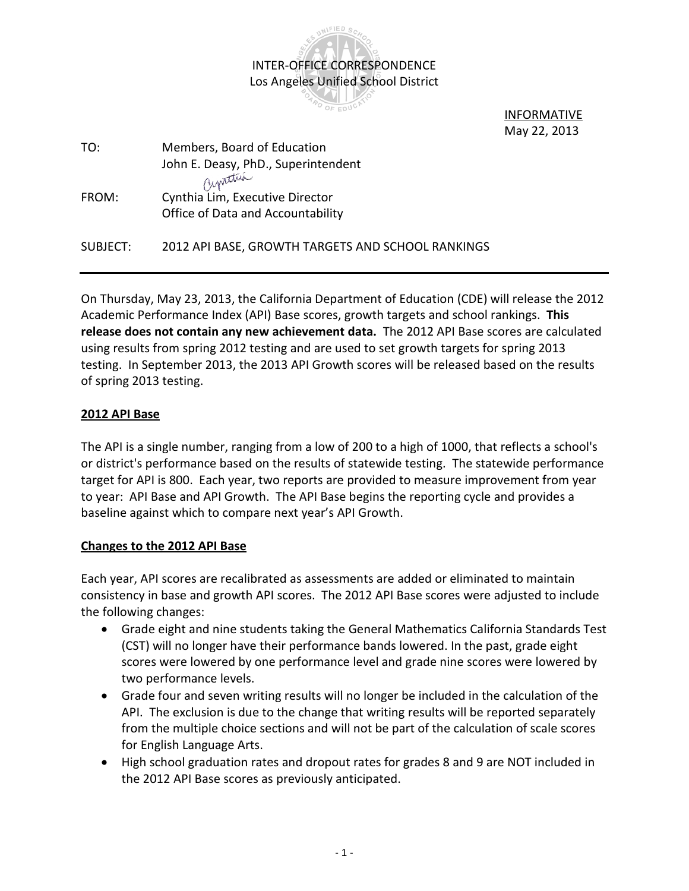INTER-OFFICE CORRESPONDENCE
Los Angeles Unified School District

INFORMATIVE
May 22, 2013

TO: Members, Board of Education
John E. Deasy, PhD., Superintendent

FROM: Cynthia Lim, Executive Director
Office of Data and Accountability

SUBJECT: 2012 API BASE, GROWTH TARGETS AND SCHOOL RANKINGS

---

On Thursday, May 23, 2013, the California Department of Education (CDE) will release the 2012 Academic Performance Index (API) Base scores, growth targets and school rankings. **This release does not contain any new achievement data.** The 2012 API Base scores are calculated using results from spring 2012 testing and are used to set growth targets for spring 2013 testing. In September 2013, the 2013 API Growth scores will be released based on the results of spring 2013 testing.

## 2012 API Base

The API is a single number, ranging from a low of 200 to a high of 1000, that reflects a school's or district's performance based on the results of statewide testing. The statewide performance target for API is 800. Each year, two reports are provided to measure improvement from year to year: API Base and API Growth. The API Base begins the reporting cycle and provides a baseline against which to compare next year's API Growth.

## Changes to the 2012 API Base

Each year, API scores are recalibrated as assessments are added or eliminated to maintain consistency in base and growth API scores. The 2012 API Base scores were adjusted to include the following changes:

- Grade eight and nine students taking the General Mathematics California Standards Test (CST) will no longer have their performance bands lowered. In the past, grade eight scores were lowered by one performance level and grade nine scores were lowered by two performance levels.
- Grade four and seven writing results will no longer be included in the calculation of the API. The exclusion is due to the change that writing results will be reported separately from the multiple choice sections and will not be part of the calculation of scale scores for English Language Arts.
- High school graduation rates and dropout rates for grades 8 and 9 are NOT included in the 2012 API Base scores as previously anticipated.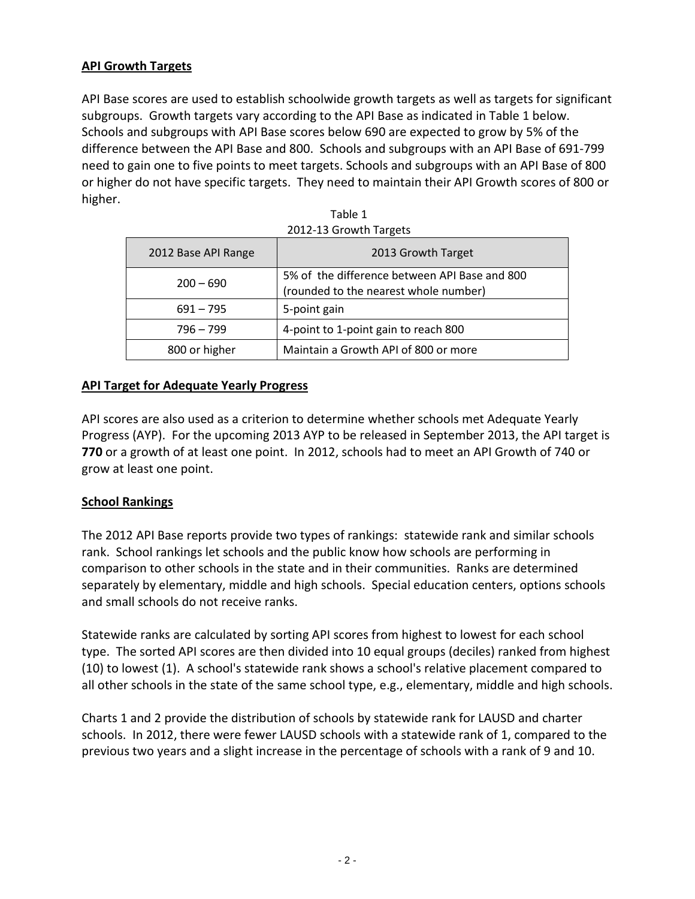## API Growth Targets

API Base scores are used to establish schoolwide growth targets as well as targets for significant subgroups. Growth targets vary according to the API Base as indicated in Table 1 below. Schools and subgroups with API Base scores below 690 are expected to grow by 5% of the difference between the API Base and 800. Schools and subgroups with an API Base of 691-799 need to gain one to five points to meet targets. Schools and subgroups with an API Base of 800 or higher do not have specific targets. They need to maintain their API Growth scores of 800 or higher.

Table 1
2012-13 Growth Targets

| 2012 Base API Range | 2013 Growth Target |
|---|---|
| 200 – 690 | 5% of the difference between API Base and 800 (rounded to the nearest whole number) |
| 691 – 795 | 5-point gain |
| 796 – 799 | 4-point to 1-point gain to reach 800 |
| 800 or higher | Maintain a Growth API of 800 or more |

## API Target for Adequate Yearly Progress

API scores are also used as a criterion to determine whether schools met Adequate Yearly Progress (AYP). For the upcoming 2013 AYP to be released in September 2013, the API target is **770** or a growth of at least one point. In 2012, schools had to meet an API Growth of 740 or grow at least one point.

## School Rankings

The 2012 API Base reports provide two types of rankings: statewide rank and similar schools rank. School rankings let schools and the public know how schools are performing in comparison to other schools in the state and in their communities. Ranks are determined separately by elementary, middle and high schools. Special education centers, options schools and small schools do not receive ranks.

Statewide ranks are calculated by sorting API scores from highest to lowest for each school type. The sorted API scores are then divided into 10 equal groups (deciles) ranked from highest (10) to lowest (1). A school's statewide rank shows a school's relative placement compared to all other schools in the state of the same school type, e.g., elementary, middle and high schools.

Charts 1 and 2 provide the distribution of schools by statewide rank for LAUSD and charter schools. In 2012, there were fewer LAUSD schools with a statewide rank of 1, compared to the previous two years and a slight increase in the percentage of schools with a rank of 9 and 10.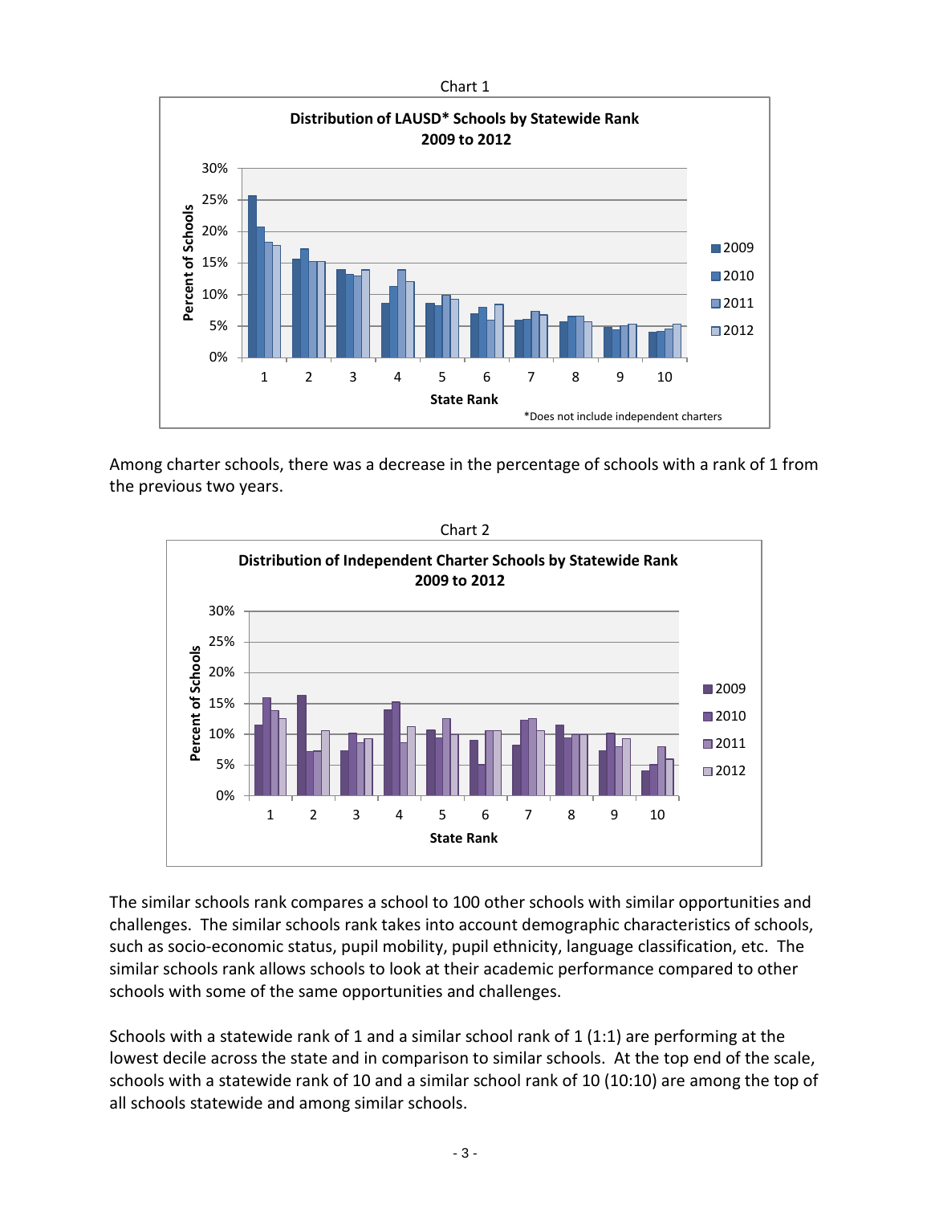Chart 1

**Distribution of LAUSD* Schools by Statewide Rank 2009 to 2012**

*Does not include independent charters

Among charter schools, there was a decrease in the percentage of schools with a rank of 1 from the previous two years.

Chart 2

**Distribution of Independent Charter Schools by Statewide Rank 2009 to 2012**

The similar schools rank compares a school to 100 other schools with similar opportunities and challenges. The similar schools rank takes into account demographic characteristics of schools, such as socio-economic status, pupil mobility, pupil ethnicity, language classification, etc. The similar schools rank allows schools to look at their academic performance compared to other schools with some of the same opportunities and challenges.

Schools with a statewide rank of 1 and a similar school rank of 1 (1:1) are performing at the lowest decile across the state and in comparison to similar schools. At the top end of the scale, schools with a statewide rank of 10 and a similar school rank of 10 (10:10) are among the top of all schools statewide and among similar schools.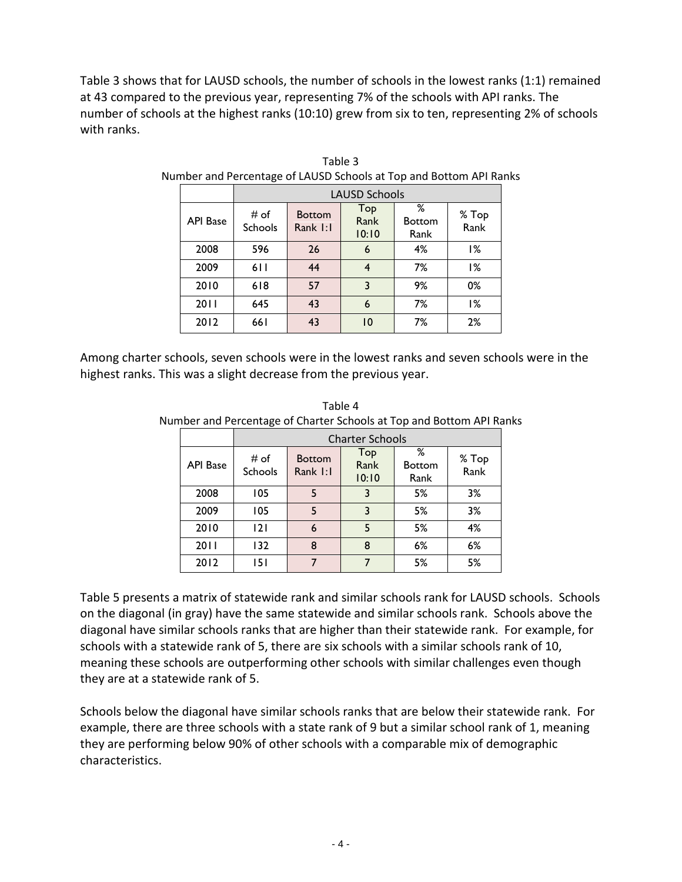Table 3 shows that for LAUSD schools, the number of schools in the lowest ranks (1:1) remained at 43 compared to the previous year, representing 7% of the schools with API ranks. The number of schools at the highest ranks (10:10) grew from six to ten, representing 2% of schools with ranks.

Table 3
Number and Percentage of LAUSD Schools at Top and Bottom API Ranks

| | LAUSD Schools | | | | |
|---|---|---|---|---|---|
| API Base | # of Schools | Bottom Rank 1:1 | Top Rank 10:10 | % Bottom Rank | % Top Rank |
| 2008 | 596 | 26 | 6 | 4% | 1% |
| 2009 | 611 | 44 | 4 | 7% | 1% |
| 2010 | 618 | 57 | 3 | 9% | 0% |
| 2011 | 645 | 43 | 6 | 7% | 1% |
| 2012 | 661 | 43 | 10 | 7% | 2% |

Among charter schools, seven schools were in the lowest ranks and seven schools were in the highest ranks. This was a slight decrease from the previous year.

Table 4
Number and Percentage of Charter Schools at Top and Bottom API Ranks

| | Charter Schools | | | | |
|---|---|---|---|---|---|
| API Base | # of Schools | Bottom Rank 1:1 | Top Rank 10:10 | % Bottom Rank | % Top Rank |
| 2008 | 105 | 5 | 3 | 5% | 3% |
| 2009 | 105 | 5 | 3 | 5% | 3% |
| 2010 | 121 | 6 | 5 | 5% | 4% |
| 2011 | 132 | 8 | 8 | 6% | 6% |
| 2012 | 151 | 7 | 7 | 5% | 5% |

Table 5 presents a matrix of statewide rank and similar schools rank for LAUSD schools. Schools on the diagonal (in gray) have the same statewide and similar schools rank. Schools above the diagonal have similar schools ranks that are higher than their statewide rank. For example, for schools with a statewide rank of 5, there are six schools with a similar schools rank of 10, meaning these schools are outperforming other schools with similar challenges even though they are at a statewide rank of 5.

Schools below the diagonal have similar schools ranks that are below their statewide rank. For example, there are three schools with a state rank of 9 but a similar school rank of 1, meaning they are performing below 90% of other schools with a comparable mix of demographic characteristics.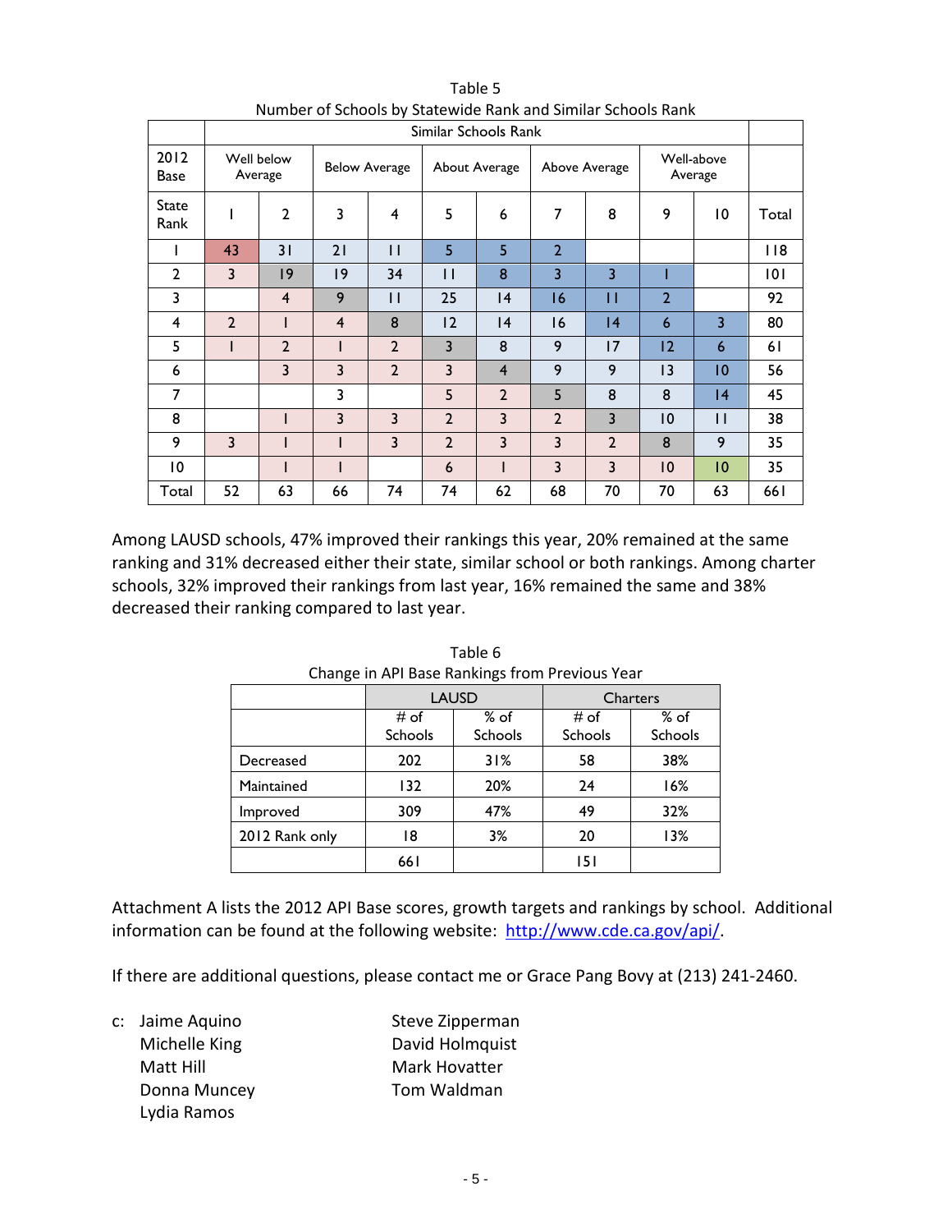Table 5
Number of Schools by Statewide Rank and Similar Schools Rank

| | Similar Schools Rank | | | | | | | | | | |
|---|---|---|---|---|---|---|---|---|---|---|---|
| 2012 Base | Well below Average | | Below Average | | About Average | | Above Average | | Well-above Average | | |
| State Rank | 1 | 2 | 3 | 4 | 5 | 6 | 7 | 8 | 9 | 10 | Total |
| 1 | 43 | 31 | 21 | 11 | 5 | 5 | 2 | | | | 118 |
| 2 | 3 | 19 | 19 | 34 | 11 | 8 | 3 | 3 | 1 | | 101 |
| 3 | | 4 | 9 | 11 | 25 | 14 | 16 | 11 | 2 | | 92 |
| 4 | 2 | 1 | 4 | 8 | 12 | 14 | 16 | 14 | 6 | 3 | 80 |
| 5 | 1 | 2 | 1 | 2 | 3 | 8 | 9 | 17 | 12 | 6 | 61 |
| 6 | | 3 | 3 | 2 | 3 | 4 | 9 | 9 | 13 | 10 | 56 |
| 7 | | | 3 | | 5 | 2 | 5 | 8 | 8 | 14 | 45 |
| 8 | | 1 | 3 | 3 | 2 | 3 | 2 | 3 | 10 | 11 | 38 |
| 9 | 3 | 1 | 1 | 3 | 2 | 3 | 3 | 2 | 8 | 9 | 35 |
| 10 | | 1 | 1 | | 6 | 1 | 3 | 3 | 10 | 10 | 35 |
| Total | 52 | 63 | 66 | 74 | 74 | 62 | 68 | 70 | 70 | 63 | 661 |

Among LAUSD schools, 47% improved their rankings this year, 20% remained at the same ranking and 31% decreased either their state, similar school or both rankings. Among charter schools, 32% improved their rankings from last year, 16% remained the same and 38% decreased their ranking compared to last year.

Table 6
Change in API Base Rankings from Previous Year

| | LAUSD | | Charters | |
|---|---|---|---|---|
| | # of Schools | % of Schools | # of Schools | % of Schools |
| Decreased | 202 | 31% | 58 | 38% |
| Maintained | 132 | 20% | 24 | 16% |
| Improved | 309 | 47% | 49 | 32% |
| 2012 Rank only | 18 | 3% | 20 | 13% |
| | 661 | | 151 | |

Attachment A lists the 2012 API Base scores, growth targets and rankings by school. Additional information can be found at the following website: http://www.cde.ca.gov/api/.

If there are additional questions, please contact me or Grace Pang Bovy at (213) 241-2460.

c: Jaime Aquino
Michelle King
Matt Hill
Donna Muncey
Lydia Ramos
Steve Zipperman
David Holmquist
Mark Hovatter
Tom Waldman